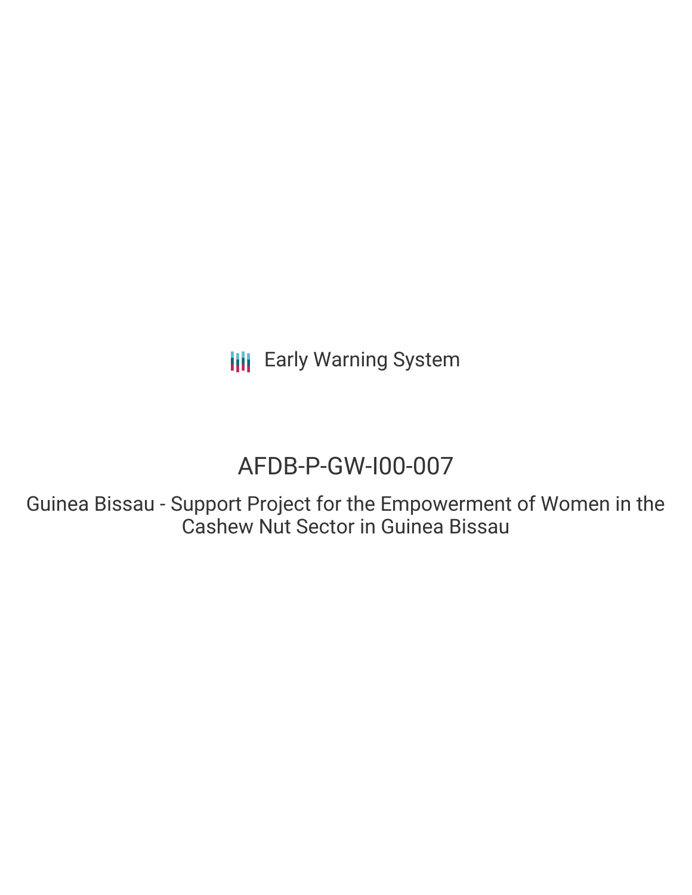Early Warning System

# AFDB-P-GW-I00-007

## Guinea Bissau - Support Project for the Empowerment of Women in the Cashew Nut Sector in Guinea Bissau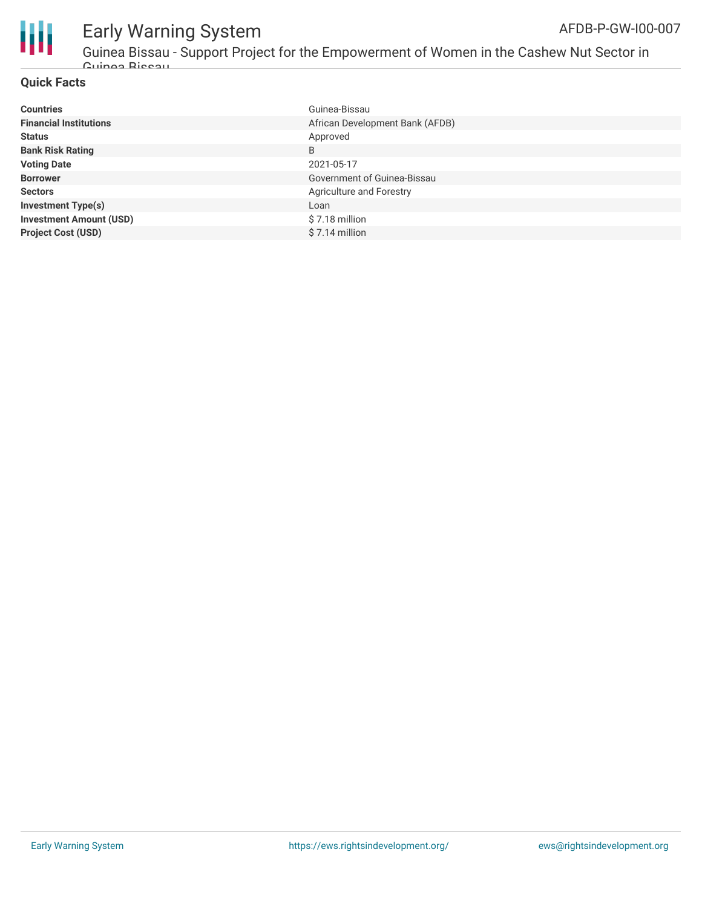## Quick Facts

| | |
|---|---|
| **Countries** | Guinea-Bissau |
| **Financial Institutions** | African Development Bank (AFDB) |
| **Status** | Approved |
| **Bank Risk Rating** | B |
| **Voting Date** | 2021-05-17 |
| **Borrower** | Government of Guinea-Bissau |
| **Sectors** | Agriculture and Forestry |
| **Investment Type(s)** | Loan |
| **Investment Amount (USD)** | $ 7.18 million |
| **Project Cost (USD)** | $ 7.14 million |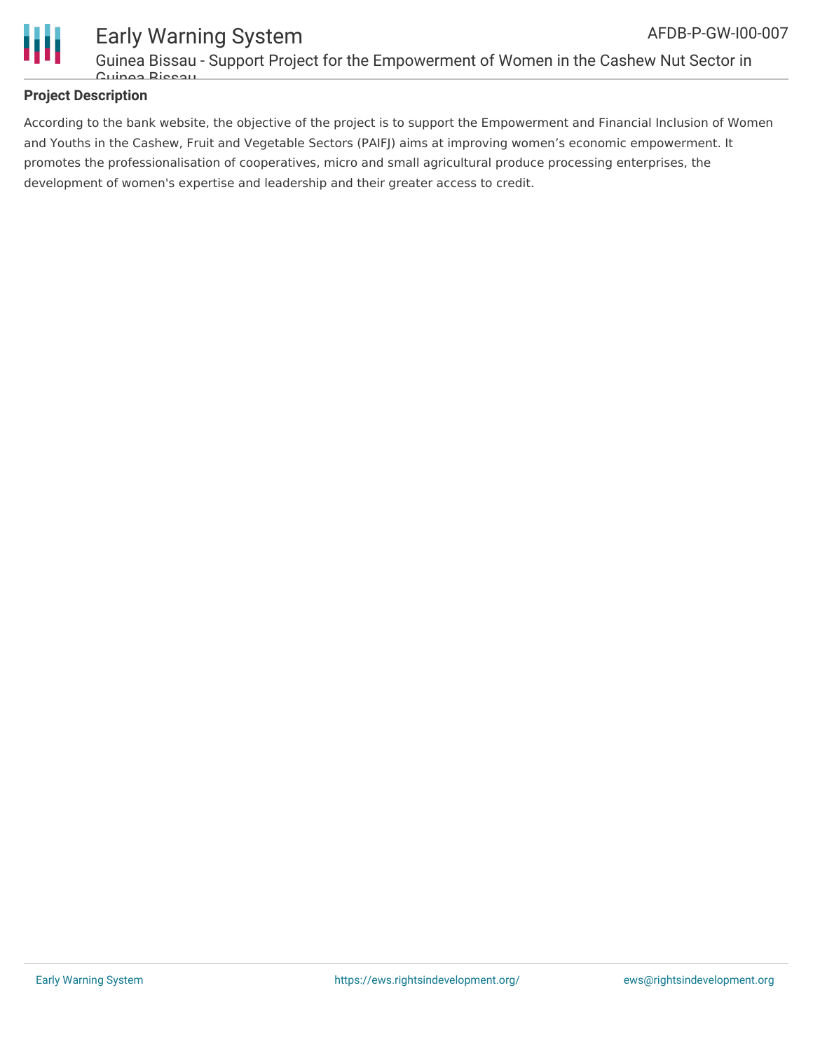## Project Description

According to the bank website, the objective of the project is to support the Empowerment and Financial Inclusion of Women and Youths in the Cashew, Fruit and Vegetable Sectors (PAIFJ) aims at improving women’s economic empowerment. It promotes the professionalisation of cooperatives, micro and small agricultural produce processing enterprises, the development of women's expertise and leadership and their greater access to credit.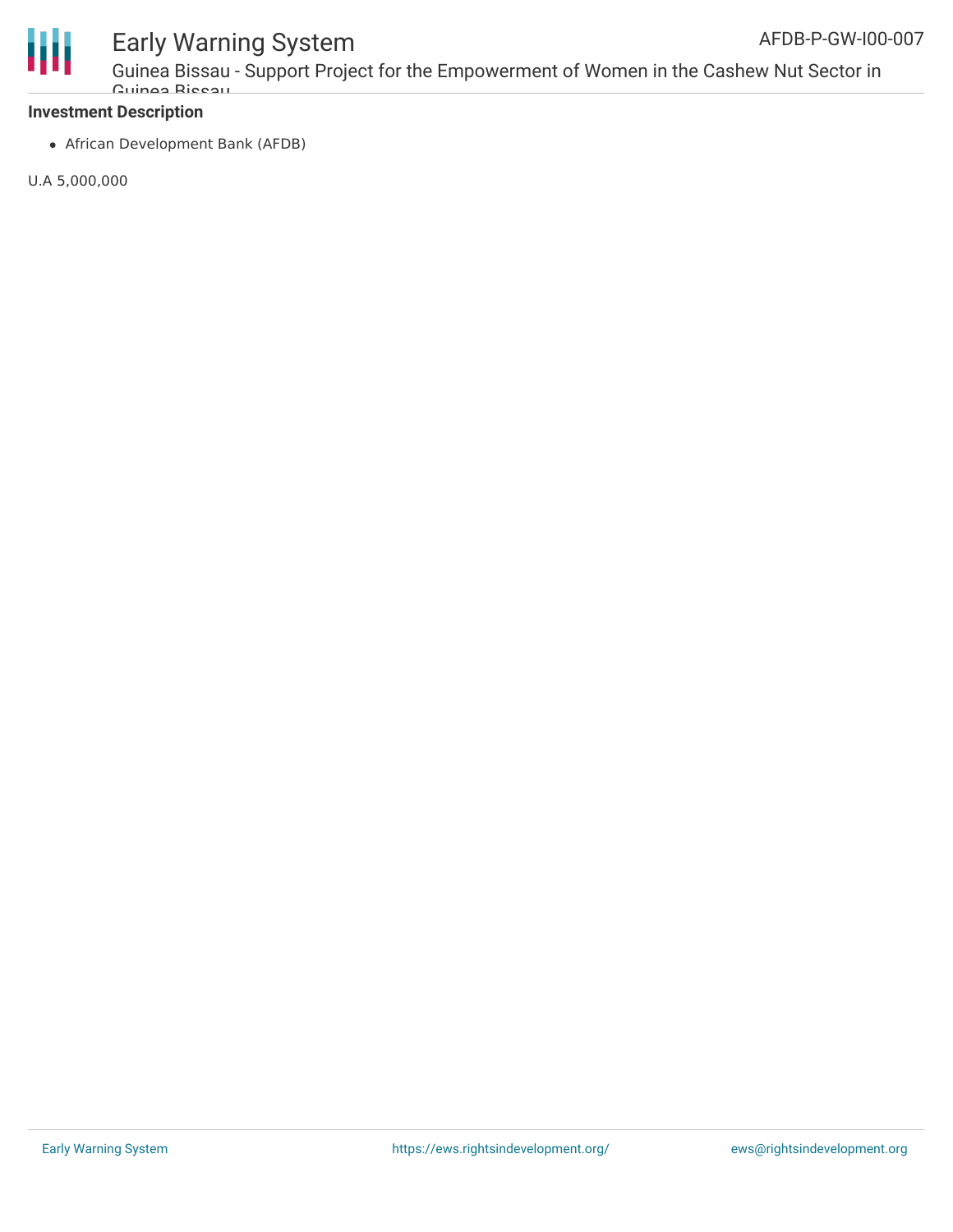**Investment Description**

- African Development Bank (AFDB)

U.A 5,000,000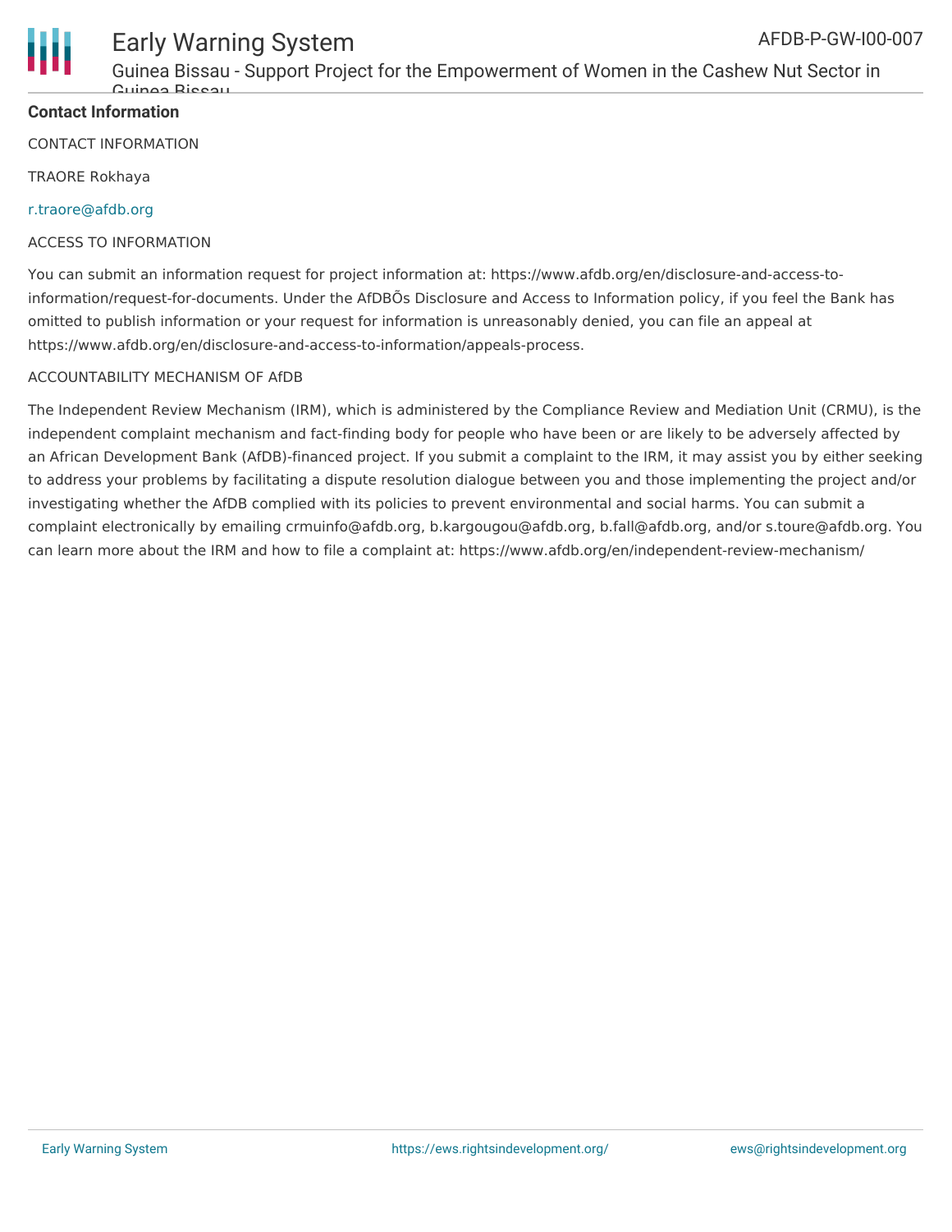## Contact Information

CONTACT INFORMATION

TRAORE Rokhaya

r.traore@afdb.org

ACCESS TO INFORMATION

You can submit an information request for project information at: https://www.afdb.org/en/disclosure-and-access-to-information/request-for-documents. Under the AfDBÕs Disclosure and Access to Information policy, if you feel the Bank has omitted to publish information or your request for information is unreasonably denied, you can file an appeal at https://www.afdb.org/en/disclosure-and-access-to-information/appeals-process.

ACCOUNTABILITY MECHANISM OF AfDB

The Independent Review Mechanism (IRM), which is administered by the Compliance Review and Mediation Unit (CRMU), is the independent complaint mechanism and fact-finding body for people who have been or are likely to be adversely affected by an African Development Bank (AfDB)-financed project. If you submit a complaint to the IRM, it may assist you by either seeking to address your problems by facilitating a dispute resolution dialogue between you and those implementing the project and/or investigating whether the AfDB complied with its policies to prevent environmental and social harms. You can submit a complaint electronically by emailing crmuinfo@afdb.org, b.kargougou@afdb.org, b.fall@afdb.org, and/or s.toure@afdb.org. You can learn more about the IRM and how to file a complaint at: https://www.afdb.org/en/independent-review-mechanism/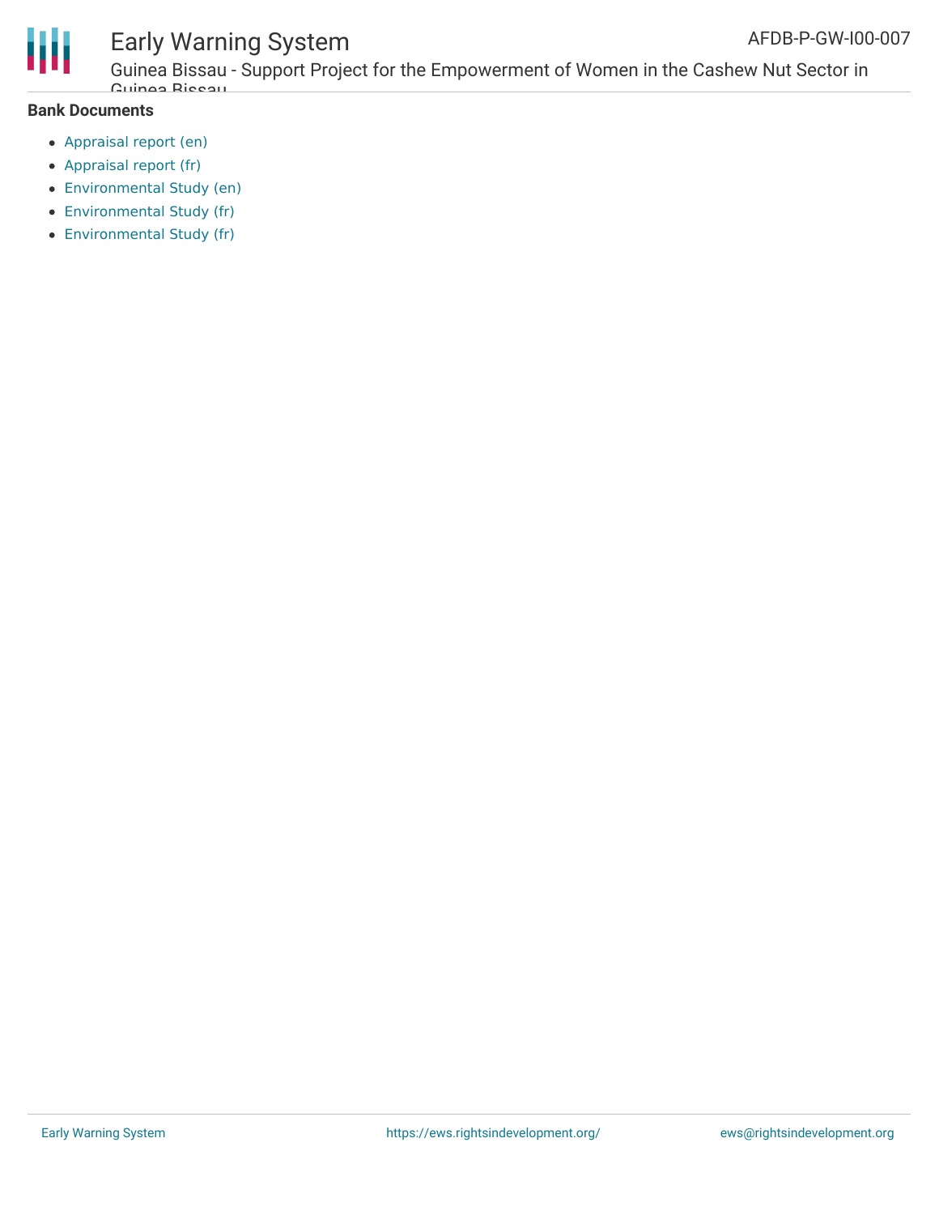**Bank Documents**

- Appraisal report (en)
- Appraisal report (fr)
- Environmental Study (en)
- Environmental Study (fr)
- Environmental Study (fr)